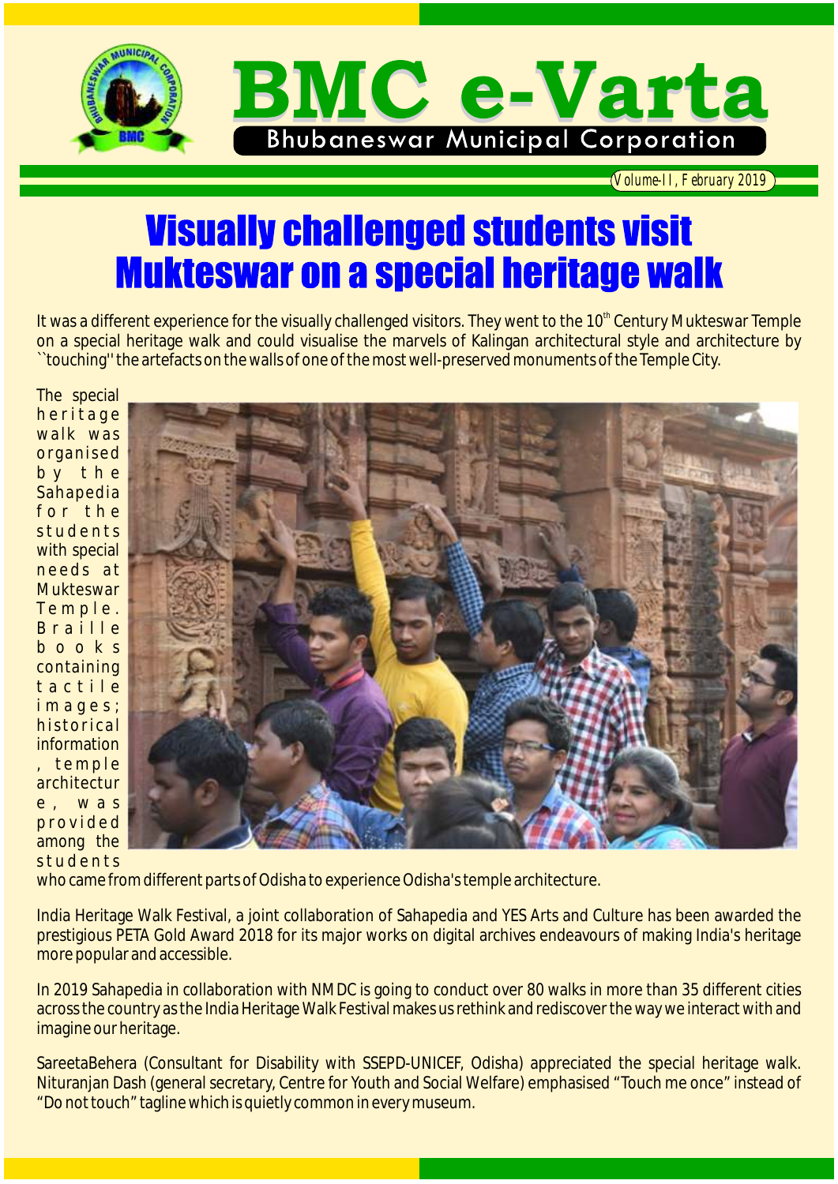# BMC e-Varta

Bhubaneswar Municipal Corporation

Volume-II, February 2019

## Visually challenged students visit Mukteswar on a special heritage walk

It was a different experience for the visually challenged visitors. They went to the 10th Century Mukteswar Temple on a special heritage walk and could visualise the marvels of Kalingan architectural style and architecture by ``touching'' the artefacts on the walls of one of the most well-preserved monuments of the Temple City.

The special heritage walk was organised by the Sahapedia for the students with special needs at Mukteswar Temple. Braille books containing tactile images; historical information, temple architecture, was provided among the students who came from different parts of Odisha to experience Odisha's temple architecture.

India Heritage Walk Festival, a joint collaboration of Sahapedia and YES Arts and Culture has been awarded the prestigious PETA Gold Award 2018 for its major works on digital archives endeavours of making India's heritage more popular and accessible.

In 2019 Sahapedia in collaboration with NMDC is going to conduct over 80 walks in more than 35 different cities across the country as the India Heritage Walk Festival makes us rethink and rediscover the way we interact with and imagine our heritage.

SareetaBehera (Consultant for Disability with SSEPD-UNICEF, Odisha) appreciated the special heritage walk. Nituranjan Dash (general secretary, Centre for Youth and Social Welfare) emphasised "Touch me once" instead of "Do not touch" tagline which is quietly common in every museum.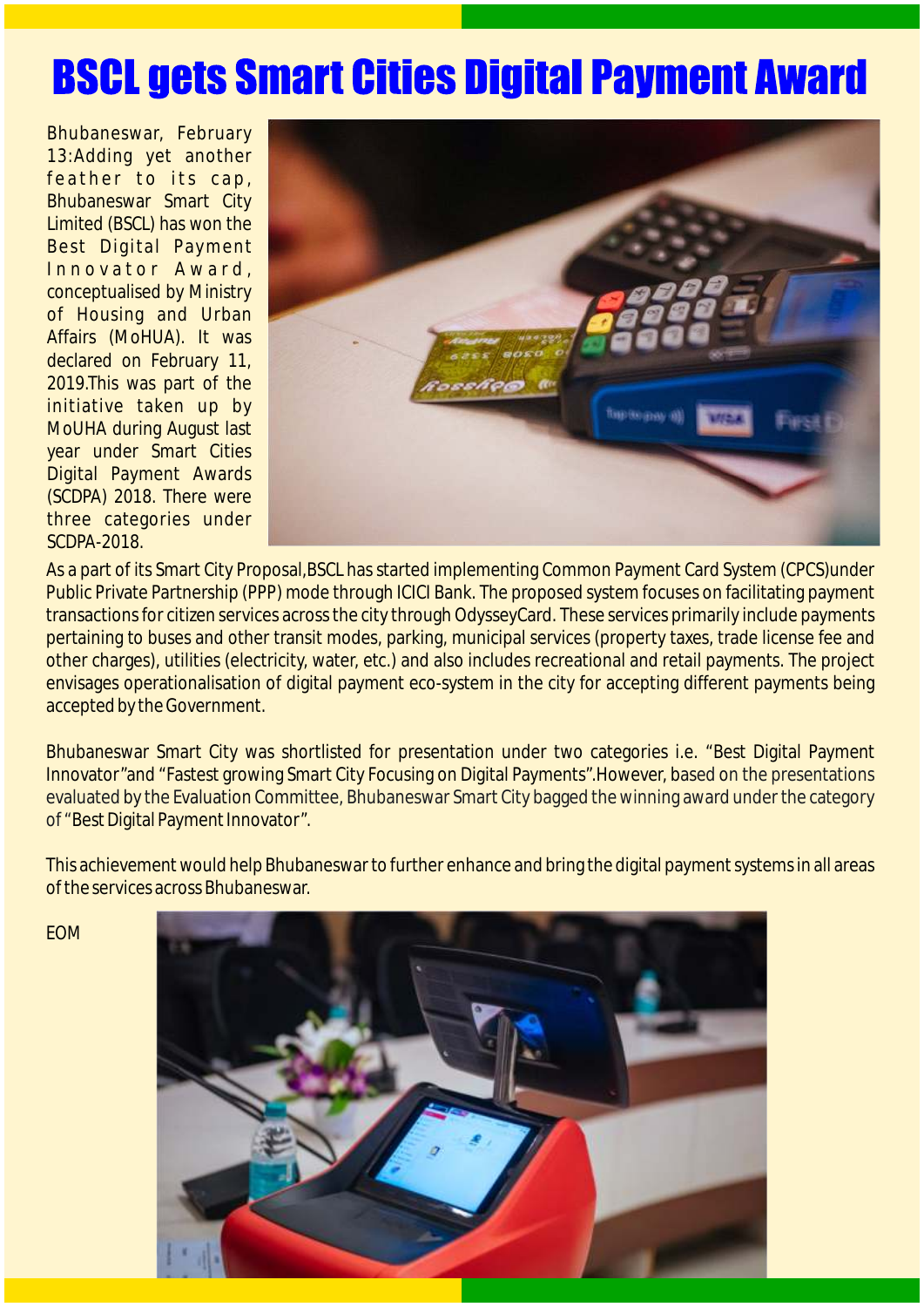# BSCL gets Smart Cities Digital Payment Award

Bhubaneswar, February 13:Adding yet another feather to its cap, Bhubaneswar Smart City Limited (BSCL) has won the Best Digital Payment Innovator Award, conceptualised by Ministry of Housing and Urban Affairs (MoHUA). It was declared on February 11, 2019.This was part of the initiative taken up by MoUHA during August last year under Smart Cities Digital Payment Awards (SCDPA) 2018. There were three categories under SCDPA-2018.

As a part of its Smart City Proposal,BSCL has started implementing Common Payment Card System (CPCS)under Public Private Partnership (PPP) mode through ICICI Bank. The proposed system focuses on facilitating payment transactions for citizen services across the city through OdysseyCard. These services primarily include payments pertaining to buses and other transit modes, parking, municipal services (property taxes, trade license fee and other charges), utilities (electricity, water, etc.) and also includes recreational and retail payments. The project envisages operationalisation of digital payment eco-system in the city for accepting different payments being accepted by the Government.

Bhubaneswar Smart City was shortlisted for presentation under two categories i.e. “Best Digital Payment Innovator”and “Fastest growing Smart City Focusing on Digital Payments”.However, based on the presentations evaluated by the Evaluation Committee, Bhubaneswar Smart City bagged the winning award under the category of “Best Digital Payment Innovator”.

This achievement would help Bhubaneswar to further enhance and bring the digital payment systems in all areas of the services across Bhubaneswar.

EOM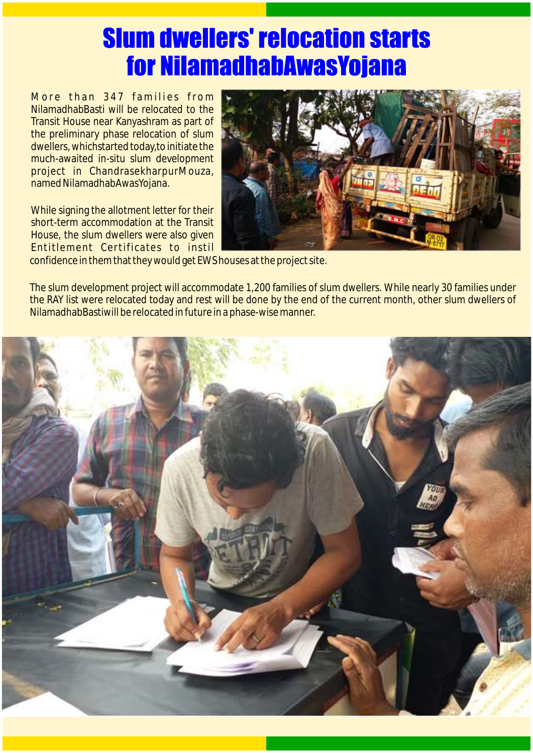# Slum dwellers' relocation starts for NilamadhabAwasYojana

More than 347 families from NilamadhabBasti will be relocated to the Transit House near Kanyashram as part of the preliminary phase relocation of slum dwellers, whichstarted today,to initiate the much-awaited in-situ slum development project in ChandrasekharpurMouza, named NilamadhabAwasYojana.

While signing the allotment letter for their short-term accommodation at the Transit House, the slum dwellers were also given Entitlement Certificates to instil confidence in them that they would get EWS houses at the project site.

The slum development project will accommodate 1,200 families of slum dwellers. While nearly 30 families under the RAY list were relocated today and rest will be done by the end of the current month, other slum dwellers of NilamadhabBastiwill be relocated in future in a phase-wise manner.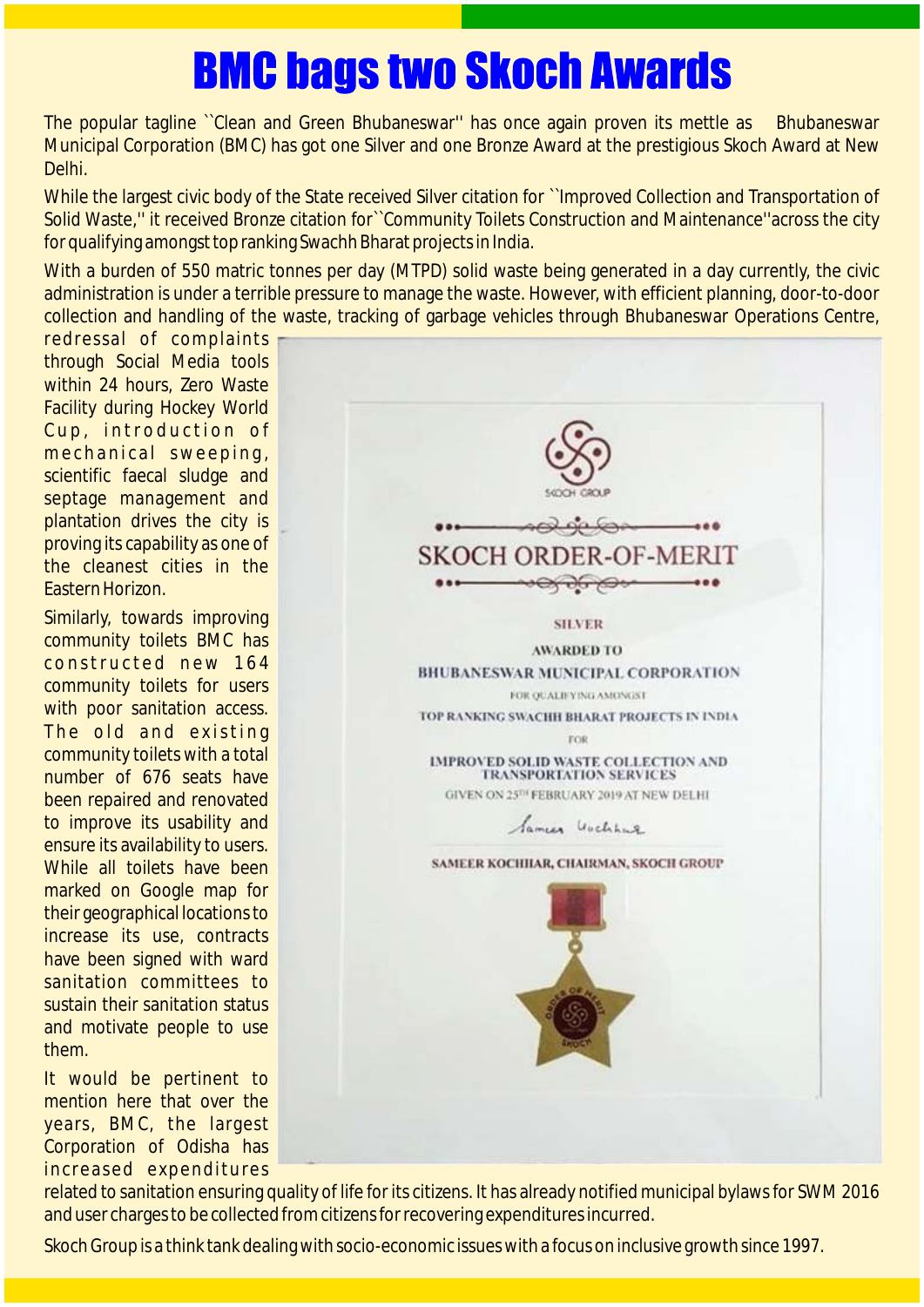# BMC bags two Skoch Awards

The popular tagline ``Clean and Green Bhubaneswar'' has once again proven its mettle as Bhubaneswar Municipal Corporation (BMC) has got one Silver and one Bronze Award at the prestigious Skoch Award at New Delhi.

While the largest civic body of the State received Silver citation for ``Improved Collection and Transportation of Solid Waste,'' it received Bronze citation for``Community Toilets Construction and Maintenance''across the city for qualifying amongst top ranking Swachh Bharat projects in India.

With a burden of 550 matric tonnes per day (MTPD) solid waste being generated in a day currently, the civic administration is under a terrible pressure to manage the waste. However, with efficient planning, door-to-door collection and handling of the waste, tracking of garbage vehicles through Bhubaneswar Operations Centre, redressal of complaints through Social Media tools within 24 hours, Zero Waste Facility during Hockey World Cup, introduction of mechanical sweeping, scientific faecal sludge and septage management and plantation drives the city is proving its capability as one of the cleanest cities in the Eastern Horizon.

Similarly, towards improving community toilets BMC has constructed new 164 community toilets for users with poor sanitation access. The old and existing community toilets with a total number of 676 seats have been repaired and renovated to improve its usability and ensure its availability to users. While all toilets have been marked on Google map for their geographical locations to increase its use, contracts have been signed with ward sanitation committees to sustain their sanitation status and motivate people to use them.

It would be pertinent to mention here that over the years, BMC, the largest Corporation of Odisha has increased expenditures related to sanitation ensuring quality of life for its citizens. It has already notified municipal bylaws for SWM 2016 and user charges to be collected from citizens for recovering expenditures incurred.

Skoch Group is a think tank dealing with socio-economic issues with a focus on inclusive growth since 1997.